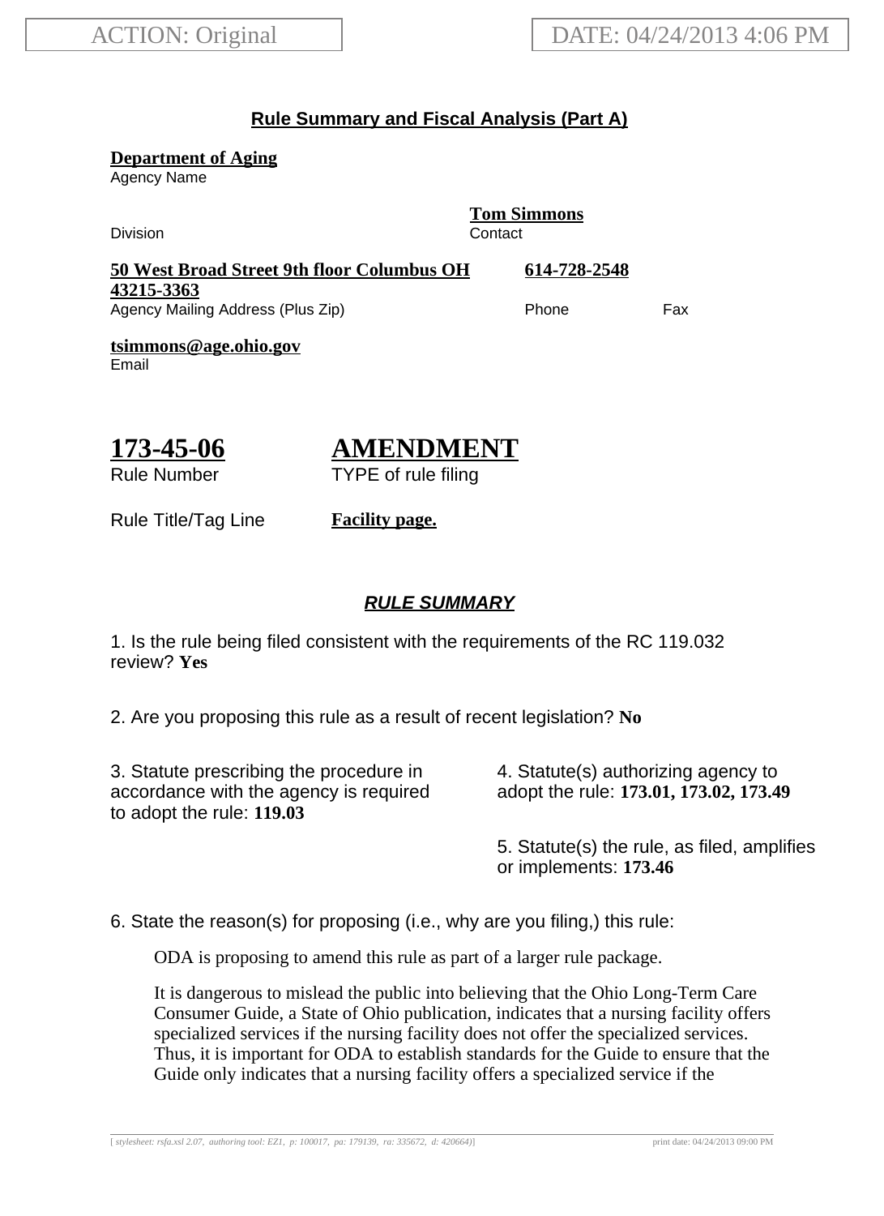ACTION: Original

DATE: 04/24/2013 4:06 PM

## Rule Summary and Fiscal Analysis (Part A)

**Department of Aging**
Agency Name

Division

**Tom Simmons**
Contact

**50 West Broad Street 9th floor Columbus OH 43215-3363**
Agency Mailing Address (Plus Zip)

**614-728-2548**
Phone

Fax

**tsimmons@age.ohio.gov**
Email

**173-45-06**
Rule Number

**AMENDMENT**
TYPE of rule filing

Rule Title/Tag Line **Facility page.**

### *RULE SUMMARY*

1. Is the rule being filed consistent with the requirements of the RC 119.032 review? **Yes**

2. Are you proposing this rule as a result of recent legislation? **No**

3. Statute prescribing the procedure in accordance with the agency is required to adopt the rule: **119.03**

4. Statute(s) authorizing agency to adopt the rule: **173.01, 173.02, 173.49**

5. Statute(s) the rule, as filed, amplifies or implements: **173.46**

6. State the reason(s) for proposing (i.e., why are you filing,) this rule:

ODA is proposing to amend this rule as part of a larger rule package.

It is dangerous to mislead the public into believing that the Ohio Long-Term Care Consumer Guide, a State of Ohio publication, indicates that a nursing facility offers specialized services if the nursing facility does not offer the specialized services. Thus, it is important for ODA to establish standards for the Guide to ensure that the Guide only indicates that a nursing facility offers a specialized service if the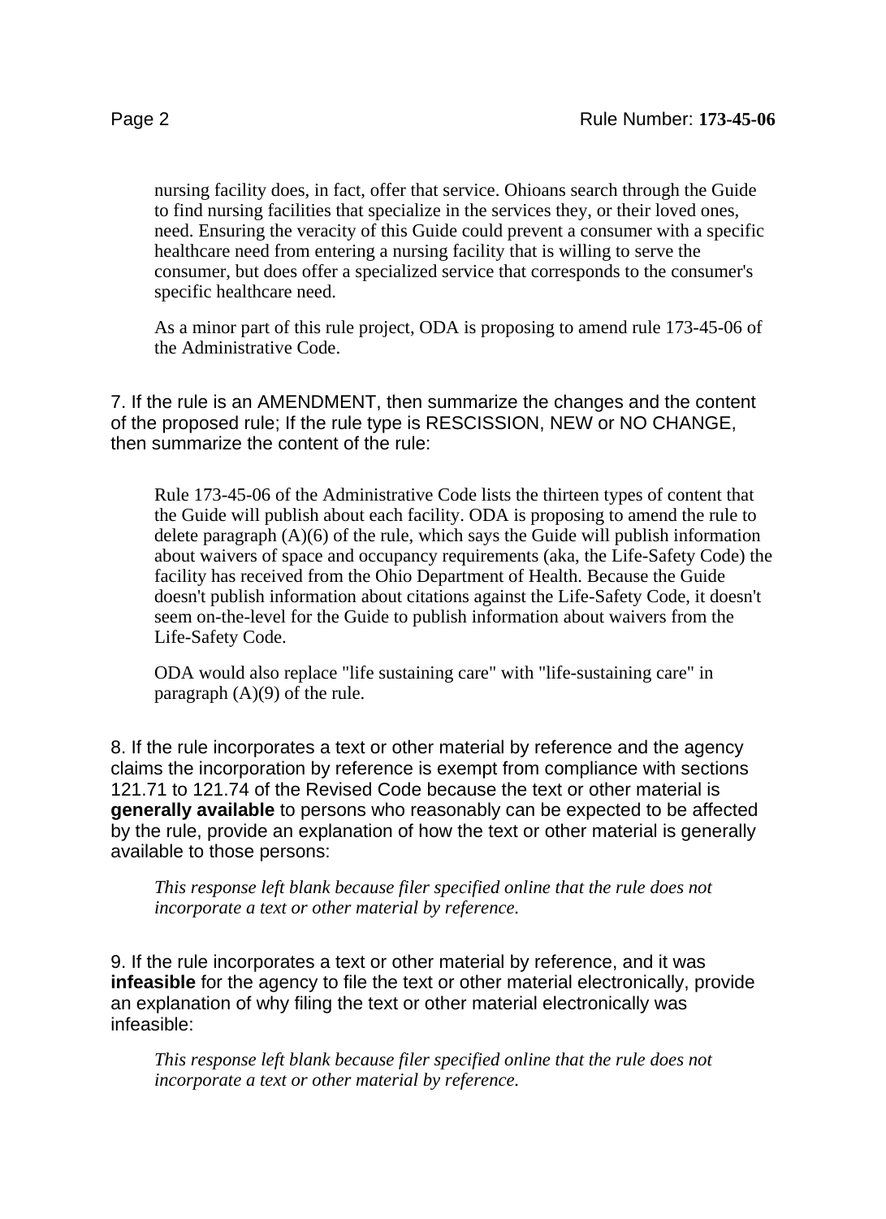nursing facility does, in fact, offer that service. Ohioans search through the Guide to find nursing facilities that specialize in the services they, or their loved ones, need. Ensuring the veracity of this Guide could prevent a consumer with a specific healthcare need from entering a nursing facility that is willing to serve the consumer, but does offer a specialized service that corresponds to the consumer's specific healthcare need.

As a minor part of this rule project, ODA is proposing to amend rule 173-45-06 of the Administrative Code.

7. If the rule is an AMENDMENT, then summarize the changes and the content of the proposed rule; If the rule type is RESCISSION, NEW or NO CHANGE, then summarize the content of the rule:

Rule 173-45-06 of the Administrative Code lists the thirteen types of content that the Guide will publish about each facility. ODA is proposing to amend the rule to delete paragraph (A)(6) of the rule, which says the Guide will publish information about waivers of space and occupancy requirements (aka, the Life-Safety Code) the facility has received from the Ohio Department of Health. Because the Guide doesn't publish information about citations against the Life-Safety Code, it doesn't seem on-the-level for the Guide to publish information about waivers from the Life-Safety Code.

ODA would also replace "life sustaining care" with "life-sustaining care" in paragraph (A)(9) of the rule.

8. If the rule incorporates a text or other material by reference and the agency claims the incorporation by reference is exempt from compliance with sections 121.71 to 121.74 of the Revised Code because the text or other material is **generally available** to persons who reasonably can be expected to be affected by the rule, provide an explanation of how the text or other material is generally available to those persons:

*This response left blank because filer specified online that the rule does not incorporate a text or other material by reference.*

9. If the rule incorporates a text or other material by reference, and it was **infeasible** for the agency to file the text or other material electronically, provide an explanation of why filing the text or other material electronically was infeasible:

*This response left blank because filer specified online that the rule does not incorporate a text or other material by reference.*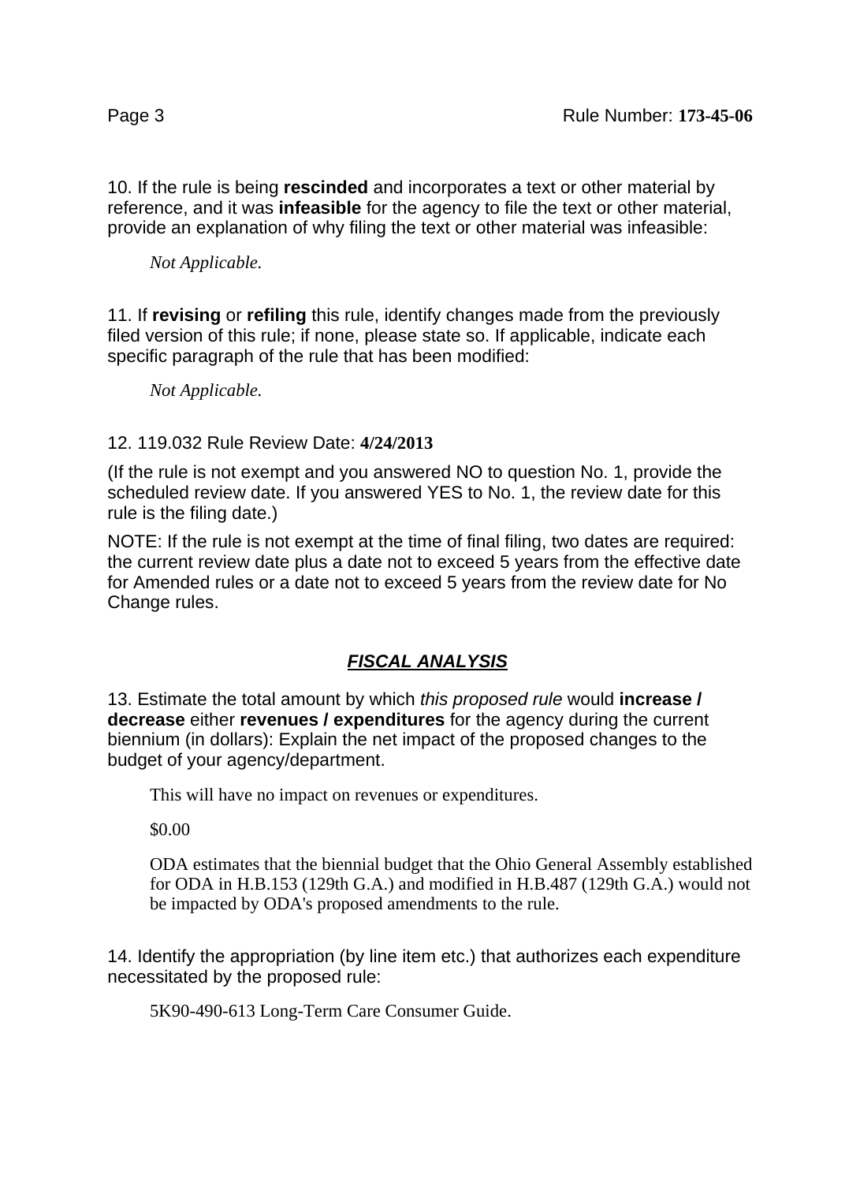10. If the rule is being **rescinded** and incorporates a text or other material by reference, and it was **infeasible** for the agency to file the text or other material, provide an explanation of why filing the text or other material was infeasible:

*Not Applicable.*

11. If **revising** or **refiling** this rule, identify changes made from the previously filed version of this rule; if none, please state so. If applicable, indicate each specific paragraph of the rule that has been modified:

*Not Applicable.*

12. 119.032 Rule Review Date: **4/24/2013**

(If the rule is not exempt and you answered NO to question No. 1, provide the scheduled review date. If you answered YES to No. 1, the review date for this rule is the filing date.)

NOTE: If the rule is not exempt at the time of final filing, two dates are required: the current review date plus a date not to exceed 5 years from the effective date for Amended rules or a date not to exceed 5 years from the review date for No Change rules.

## ***FISCAL ANALYSIS***

13. Estimate the total amount by which *this proposed rule* would **increase / decrease** either **revenues / expenditures** for the agency during the current biennium (in dollars): Explain the net impact of the proposed changes to the budget of your agency/department.

This will have no impact on revenues or expenditures.

$0.00

ODA estimates that the biennial budget that the Ohio General Assembly established for ODA in H.B.153 (129th G.A.) and modified in H.B.487 (129th G.A.) would not be impacted by ODA's proposed amendments to the rule.

14. Identify the appropriation (by line item etc.) that authorizes each expenditure necessitated by the proposed rule:

5K90-490-613 Long-Term Care Consumer Guide.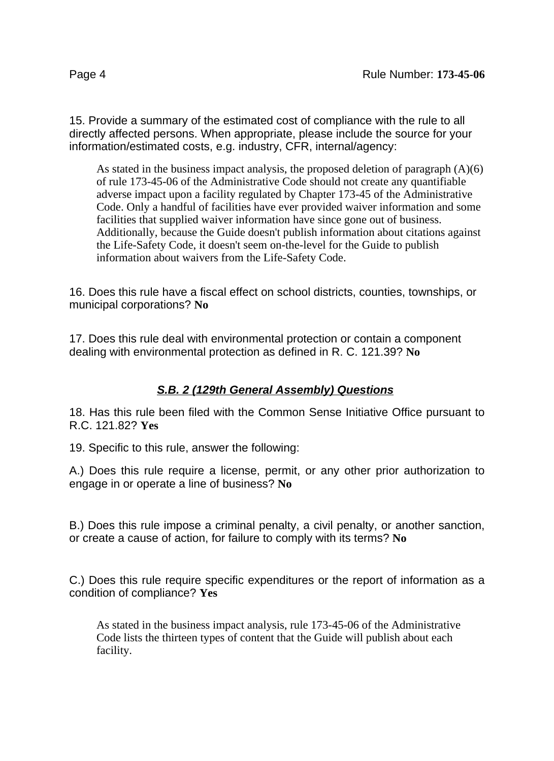15. Provide a summary of the estimated cost of compliance with the rule to all directly affected persons. When appropriate, please include the source for your information/estimated costs, e.g. industry, CFR, internal/agency:

> As stated in the business impact analysis, the proposed deletion of paragraph (A)(6) of rule 173-45-06 of the Administrative Code should not create any quantifiable adverse impact upon a facility regulated by Chapter 173-45 of the Administrative Code. Only a handful of facilities have ever provided waiver information and some facilities that supplied waiver information have since gone out of business. Additionally, because the Guide doesn't publish information about citations against the Life-Safety Code, it doesn't seem on-the-level for the Guide to publish information about waivers from the Life-Safety Code.

16. Does this rule have a fiscal effect on school districts, counties, townships, or municipal corporations? **No**

17. Does this rule deal with environmental protection or contain a component dealing with environmental protection as defined in R. C. 121.39? **No**

## ***S.B. 2 (129th General Assembly) Questions***

18. Has this rule been filed with the Common Sense Initiative Office pursuant to R.C. 121.82? **Yes**

19. Specific to this rule, answer the following:

A.) Does this rule require a license, permit, or any other prior authorization to engage in or operate a line of business? **No**

B.) Does this rule impose a criminal penalty, a civil penalty, or another sanction, or create a cause of action, for failure to comply with its terms? **No**

C.) Does this rule require specific expenditures or the report of information as a condition of compliance? **Yes**

> As stated in the business impact analysis, rule 173-45-06 of the Administrative Code lists the thirteen types of content that the Guide will publish about each facility.